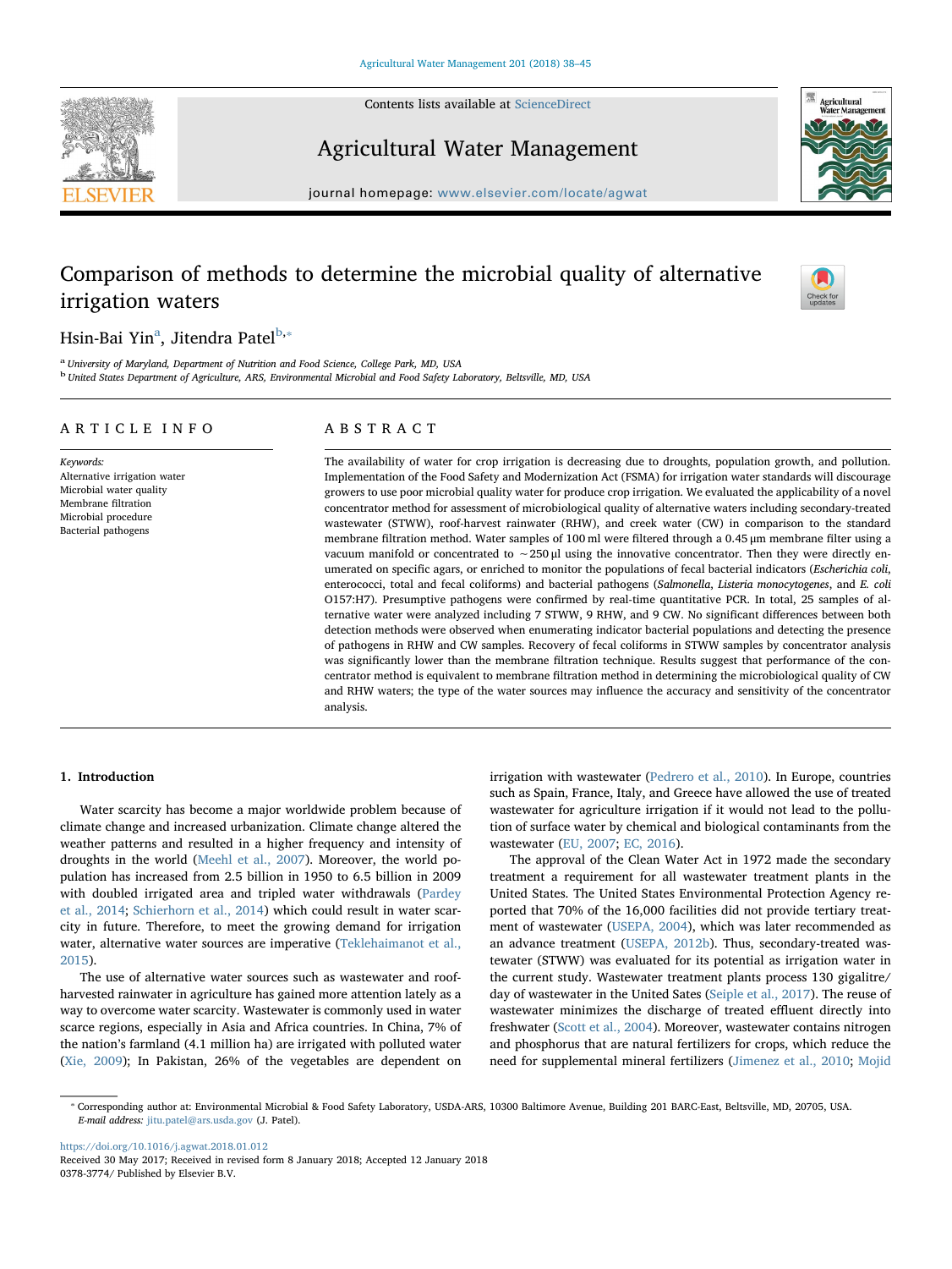# Comparison of methods to determine the microbial quality of alternative irrigation waters

Hsin-Bai Yin[a], Jitendra Patel[b,*]

[a] University of Maryland, Department of Nutrition and Food Science, College Park, MD, USA

[b] United States Department of Agriculture, ARS, Environmental Microbial and Food Safety Laboratory, Beltsville, MD, USA

## ARTICLE INFO

*Keywords:*
Alternative irrigation water
Microbial water quality
Membrane filtration
Microbial procedure
Bacterial pathogens

## ABSTRACT

The availability of water for crop irrigation is decreasing due to droughts, population growth, and pollution. Implementation of the Food Safety and Modernization Act (FSMA) for irrigation water standards will discourage growers to use poor microbial quality water for produce crop irrigation. We evaluated the applicability of a novel concentrator method for assessment of microbiological quality of alternative waters including secondary-treated wastewater (STWW), roof-harvest rainwater (RHW), and creek water (CW) in comparison to the standard membrane filtration method. Water samples of 100 ml were filtered through a 0.45 μm membrane filter using a vacuum manifold or concentrated to ~250 μl using the innovative concentrator. Then they were directly enumerated on specific agars, or enriched to monitor the populations of fecal bacterial indicators (*Escherichia coli*, enterococci, total and fecal coliforms) and bacterial pathogens (*Salmonella*, *Listeria monocytogenes*, and *E. coli* O157:H7). Presumptive pathogens were confirmed by real-time quantitative PCR. In total, 25 samples of alternative water were analyzed including 7 STWW, 9 RHW, and 9 CW. No significant differences between both detection methods were observed when enumerating indicator bacterial populations and detecting the presence of pathogens in RHW and CW samples. Recovery of fecal coliforms in STWW samples by concentrator analysis was significantly lower than the membrane filtration technique. Results suggest that performance of the concentrator method is equivalent to membrane filtration method in determining the microbiological quality of CW and RHW waters; the type of the water sources may influence the accuracy and sensitivity of the concentrator analysis.

## 1. Introduction

Water scarcity has become a major worldwide problem because of climate change and increased urbanization. Climate change altered the weather patterns and resulted in a higher frequency and intensity of droughts in the world (Meehl et al., 2007). Moreover, the world population has increased from 2.5 billion in 1950 to 6.5 billion in 2009 with doubled irrigated area and tripled water withdrawals (Pardey et al., 2014; Schierhorn et al., 2014) which could result in water scarcity in future. Therefore, to meet the growing demand for irrigation water, alternative water sources are imperative (Teklehaimanot et al., 2015).

The use of alternative water sources such as wastewater and roof-harvested rainwater in agriculture has gained more attention lately as a way to overcome water scarcity. Wastewater is commonly used in water scarce regions, especially in Asia and Africa countries. In China, 7% of the nation's farmland (4.1 million ha) are irrigated with polluted water (Xie, 2009); In Pakistan, 26% of the vegetables are dependent on irrigation with wastewater (Pedrero et al., 2010). In Europe, countries such as Spain, France, Italy, and Greece have allowed the use of treated wastewater for agriculture irrigation if it would not lead to the pollution of surface water by chemical and biological contaminants from the wastewater (EU, 2007; EC, 2016).

The approval of the Clean Water Act in 1972 made the secondary treatment a requirement for all wastewater treatment plants in the United States. The United States Environmental Protection Agency reported that 70% of the 16,000 facilities did not provide tertiary treatment of wastewater (USEPA, 2004), which was later recommended as an advance treatment (USEPA, 2012b). Thus, secondary-treated wastewater (STWW) was evaluated for its potential as irrigation water in the current study. Wastewater treatment plants process 130 gigalitre/day of wastewater in the United Sates (Seiple et al., 2017). The reuse of wastewater minimizes the discharge of treated effluent directly into freshwater (Scott et al., 2004). Moreover, wastewater contains nitrogen and phosphorus that are natural fertilizers for crops, which reduce the need for supplemental mineral fertilizers (Jimenez et al., 2010; Mojid

* Corresponding author at: Environmental Microbial & Food Safety Laboratory, USDA-ARS, 10300 Baltimore Avenue, Building 201 BARC-East, Beltsville, MD, 20705, USA.
*E-mail address:* jitu.patel@ars.usda.gov (J. Patel).

https://doi.org/10.1016/j.agwat.2018.01.012
Received 30 May 2017; Received in revised form 8 January 2018; Accepted 12 January 2018
0378-3774/ Published by Elsevier B.V.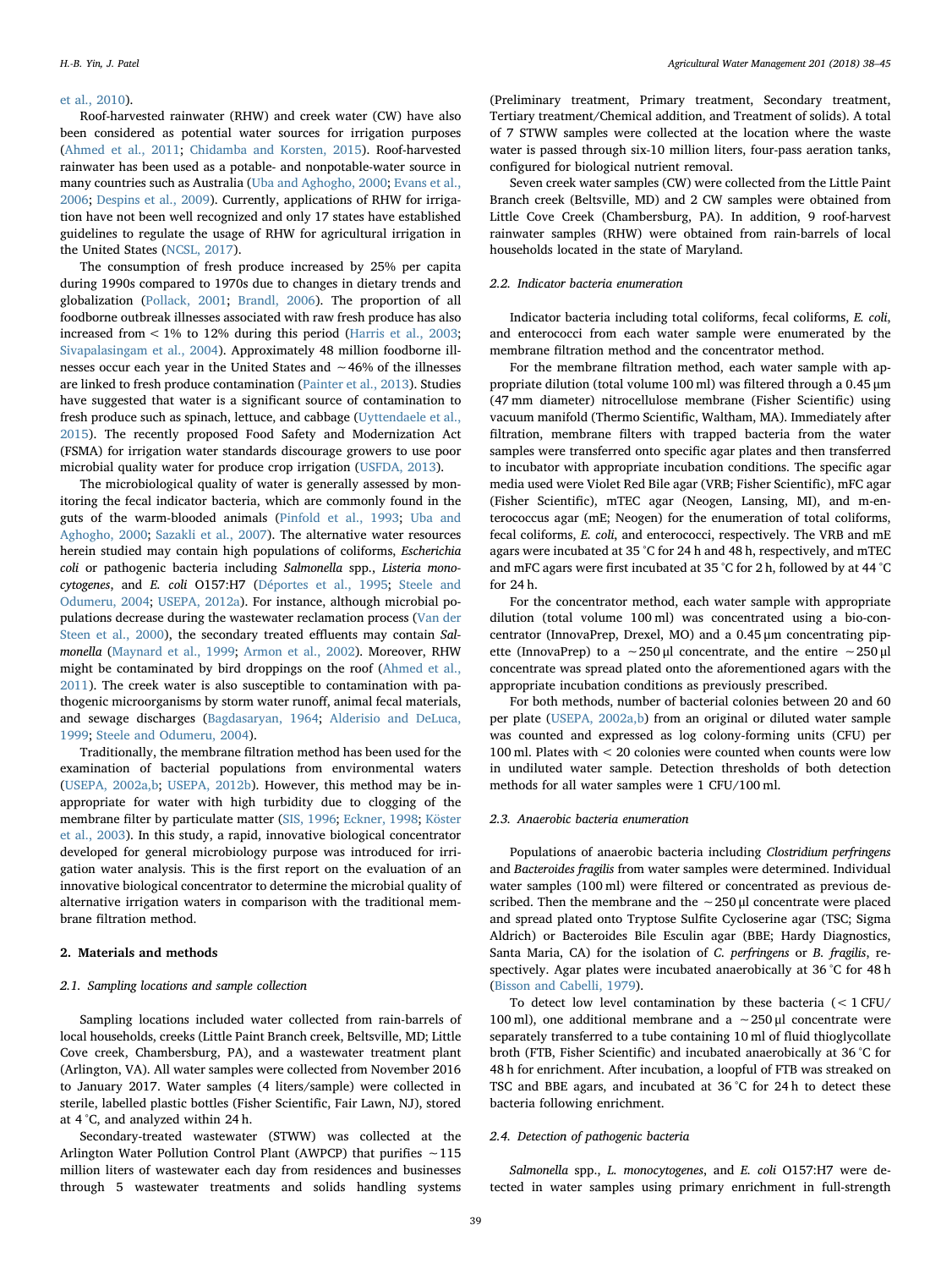et al., 2010).

Roof-harvested rainwater (RHW) and creek water (CW) have also been considered as potential water sources for irrigation purposes (Ahmed et al., 2011; Chidamba and Korsten, 2015). Roof-harvested rainwater has been used as a potable- and nonpotable-water source in many countries such as Australia (Uba and Aghogho, 2000; Evans et al., 2006; Despins et al., 2009). Currently, applications of RHW for irrigation have not been well recognized and only 17 states have established guidelines to regulate the usage of RHW for agricultural irrigation in the United States (NCSL, 2017).

The consumption of fresh produce increased by 25% per capita during 1990s compared to 1970s due to changes in dietary trends and globalization (Pollack, 2001; Brandl, 2006). The proportion of all foodborne outbreak illnesses associated with raw fresh produce has also increased from < 1% to 12% during this period (Harris et al., 2003; Sivapalasingam et al., 2004). Approximately 48 million foodborne illnesses occur each year in the United States and ~46% of the illnesses are linked to fresh produce contamination (Painter et al., 2013). Studies have suggested that water is a significant source of contamination to fresh produce such as spinach, lettuce, and cabbage (Uyttendaele et al., 2015). The recently proposed Food Safety and Modernization Act (FSMA) for irrigation water standards discourage growers to use poor microbial quality water for produce crop irrigation (USFDA, 2013).

The microbiological quality of water is generally assessed by monitoring the fecal indicator bacteria, which are commonly found in the guts of the warm-blooded animals (Pinfold et al., 1993; Uba and Aghogho, 2000; Sazakli et al., 2007). The alternative water resources herein studied may contain high populations of coliforms, *Escherichia coli* or pathogenic bacteria including *Salmonella* spp., *Listeria monocytogenes*, and *E. coli* O157:H7 (Déportes et al., 1995; Steele and Odumeru, 2004; USEPA, 2012a). For instance, although microbial populations decrease during the wastewater reclamation process (Van der Steen et al., 2000), the secondary treated effluents may contain *Salmonella* (Maynard et al., 1999; Armon et al., 2002). Moreover, RHW might be contaminated by bird droppings on the roof (Ahmed et al., 2011). The creek water is also susceptible to contamination with pathogenic microorganisms by storm water runoff, animal fecal materials, and sewage discharges (Bagdasaryan, 1964; Alderisio and DeLuca, 1999; Steele and Odumeru, 2004).

Traditionally, the membrane filtration method has been used for the examination of bacterial populations from environmental waters (USEPA, 2002a,b; USEPA, 2012b). However, this method may be inappropriate for water with high turbidity due to clogging of the membrane filter by particulate matter (SIS, 1996; Eckner, 1998; Köster et al., 2003). In this study, a rapid, innovative biological concentrator developed for general microbiology purpose was introduced for irrigation water analysis. This is the first report on the evaluation of an innovative biological concentrator to determine the microbial quality of alternative irrigation waters in comparison with the traditional membrane filtration method.

## 2. Materials and methods

### 2.1. Sampling locations and sample collection

Sampling locations included water collected from rain-barrels of local households, creeks (Little Paint Branch creek, Beltsville, MD; Little Cove creek, Chambersburg, PA), and a wastewater treatment plant (Arlington, VA). All water samples were collected from November 2016 to January 2017. Water samples (4 liters/sample) were collected in sterile, labelled plastic bottles (Fisher Scientific, Fair Lawn, NJ), stored at 4 °C, and analyzed within 24 h.

Secondary-treated wastewater (STWW) was collected at the Arlington Water Pollution Control Plant (AWPCP) that purifies ~115 million liters of wastewater each day from residences and businesses through 5 wastewater treatments and solids handling systems (Preliminary treatment, Primary treatment, Secondary treatment, Tertiary treatment/Chemical addition, and Treatment of solids). A total of 7 STWW samples were collected at the location where the waste water is passed through six-10 million liters, four-pass aeration tanks, configured for biological nutrient removal.

Seven creek water samples (CW) were collected from the Little Paint Branch creek (Beltsville, MD) and 2 CW samples were obtained from Little Cove Creek (Chambersburg, PA). In addition, 9 roof-harvest rainwater samples (RHW) were obtained from rain-barrels of local households located in the state of Maryland.

### 2.2. Indicator bacteria enumeration

Indicator bacteria including total coliforms, fecal coliforms, *E. coli*, and enterococci from each water sample were enumerated by the membrane filtration method and the concentrator method.

For the membrane filtration method, each water sample with appropriate dilution (total volume 100 ml) was filtered through a 0.45 μm (47 mm diameter) nitrocellulose membrane (Fisher Scientific) using vacuum manifold (Thermo Scientific, Waltham, MA). Immediately after filtration, membrane filters with trapped bacteria from the water samples were transferred onto specific agar plates and then transferred to incubator with appropriate incubation conditions. The specific agar media used were Violet Red Bile agar (VRB; Fisher Scientific), mFC agar (Fisher Scientific), mTEC agar (Neogen, Lansing, MI), and m-enterococcus agar (mE; Neogen) for the enumeration of total coliforms, fecal coliforms, *E. coli*, and enterococci, respectively. The VRB and mE agars were incubated at 35 °C for 24 h and 48 h, respectively, and mTEC and mFC agars were first incubated at 35 °C for 2 h, followed by at 44 °C for 24 h.

For the concentrator method, each water sample with appropriate dilution (total volume 100 ml) was concentrated using a bio-concentrator (InnovaPrep, Drexel, MO) and a 0.45 μm concentrating pipette (InnovaPrep) to a ~250 μl concentrate, and the entire ~250 μl concentrate was spread plated onto the aforementioned agars with the appropriate incubation conditions as previously prescribed.

For both methods, number of bacterial colonies between 20 and 60 per plate (USEPA, 2002a,b) from an original or diluted water sample was counted and expressed as log colony-forming units (CFU) per 100 ml. Plates with < 20 colonies were counted when counts were low in undiluted water sample. Detection thresholds of both detection methods for all water samples were 1 CFU/100 ml.

### 2.3. Anaerobic bacteria enumeration

Populations of anaerobic bacteria including *Clostridium perfringens* and *Bacteroides fragilis* from water samples were determined. Individual water samples (100 ml) were filtered or concentrated as previous described. Then the membrane and the ~250 μl concentrate were placed and spread plated onto Tryptose Sulfite Cycloserine agar (TSC; Sigma Aldrich) or Bacteroides Bile Esculin agar (BBE; Hardy Diagnostics, Santa Maria, CA) for the isolation of *C. perfringens* or *B. fragilis*, respectively. Agar plates were incubated anaerobically at 36 °C for 48 h (Bisson and Cabelli, 1979).

To detect low level contamination by these bacteria (< 1 CFU/100 ml), one additional membrane and a ~250 μl concentrate were separately transferred to a tube containing 10 ml of fluid thioglycollate broth (FTB, Fisher Scientific) and incubated anaerobically at 36 °C for 48 h for enrichment. After incubation, a loopful of FTB was streaked on TSC and BBE agars, and incubated at 36 °C for 24 h to detect these bacteria following enrichment.

### 2.4. Detection of pathogenic bacteria

*Salmonella* spp., *L. monocytogenes*, and *E. coli* O157:H7 were detected in water samples using primary enrichment in full-strength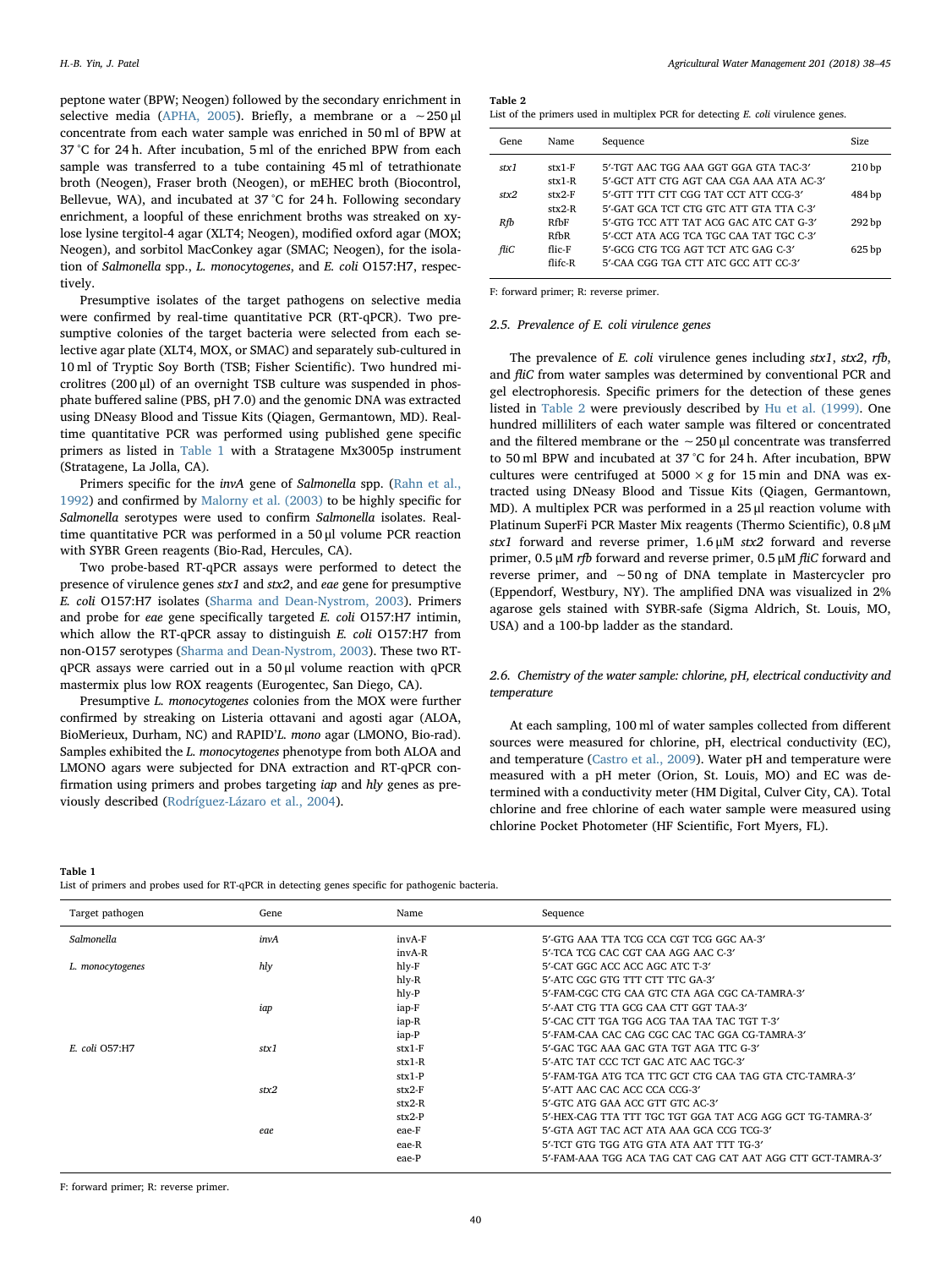peptone water (BPW; Neogen) followed by the secondary enrichment in selective media (APHA, 2005). Briefly, a membrane or a ~250 µl concentrate from each water sample was enriched in 50 ml of BPW at 37 °C for 24 h. After incubation, 5 ml of the enriched BPW from each sample was transferred to a tube containing 45 ml of tetrathionate broth (Neogen), Fraser broth (Neogen), or mEHEC broth (Biocontrol, Bellevue, WA), and incubated at 37 °C for 24 h. Following secondary enrichment, a loopful of these enrichment broths was streaked on xylose lysine tergitol-4 agar (XLT4; Neogen), modified oxford agar (MOX; Neogen), and sorbitol MacConkey agar (SMAC; Neogen), for the isolation of *Salmonella* spp., *L. monocytogenes*, and *E. coli* O157:H7, respectively.

Presumptive isolates of the target pathogens on selective media were confirmed by real-time quantitative PCR (RT-qPCR). Two presumptive colonies of the target bacteria were selected from each selective agar plate (XLT4, MOX, or SMAC) and separately sub-cultured in 10 ml of Tryptic Soy Borth (TSB; Fisher Scientific). Two hundred microlitres (200 µl) of an overnight TSB culture was suspended in phosphate buffered saline (PBS, pH 7.0) and the genomic DNA was extracted using DNeasy Blood and Tissue Kits (Qiagen, Germantown, MD). Real-time quantitative PCR was performed using published gene specific primers as listed in Table 1 with a Stratagene Mx3005p instrument (Stratagene, La Jolla, CA).

Primers specific for the *invA* gene of *Salmonella* spp. (Rahn et al., 1992) and confirmed by Malorny et al. (2003) to be highly specific for *Salmonella* serotypes were used to confirm *Salmonella* isolates. Real-time quantitative PCR was performed in a 50 µl volume PCR reaction with SYBR Green reagents (Bio-Rad, Hercules, CA).

Two probe-based RT-qPCR assays were performed to detect the presence of virulence genes *stx1* and *stx2*, and *eae* gene for presumptive *E. coli* O157:H7 isolates (Sharma and Dean-Nystrom, 2003). Primers and probe for *eae* gene specifically targeted *E. coli* O157:H7 intimin, which allow the RT-qPCR assay to distinguish *E. coli* O157:H7 from non-O157 serotypes (Sharma and Dean-Nystrom, 2003). These two RT-qPCR assays were carried out in a 50 µl volume reaction with qPCR mastermix plus low ROX reagents (Eurogentec, San Diego, CA).

Presumptive *L. monocytogenes* colonies from the MOX were further confirmed by streaking on Listeria ottavani and agosti agar (ALOA, BioMerieux, Durham, NC) and RAPID'*L. mono* agar (LMONO, Bio-rad). Samples exhibited the *L. monocytogenes* phenotype from both ALOA and LMONO agars were subjected for DNA extraction and RT-qPCR confirmation using primers and probes targeting *iap* and *hly* genes as previously described (Rodríguez-Lázaro et al., 2004).

**Table 2**
List of the primers used in multiplex PCR for detecting *E. coli* virulence genes.

| Gene | Name | Sequence | Size |
|---|---|---|---|
| *stx1* | stx1-F | 5′-TGT AAC TGG AAA GGT GGA GTA TAC-3′ | 210 bp |
| | stx1-R | 5′-GCT ATT CTG AGT CAA CGA AAA ATA AC-3′ | |
| *stx2* | stx2-F | 5′-GTT TTT CTT CGG TAT CCT ATT CCG-3′ | 484 bp |
| | stx2-R | 5′-GAT GCA TCT CTG GTC ATT GTA TTA C-3′ | |
| *Rfb* | RfbF | 5′-GTG TCC ATT TAT ACG GAC ATC CAT G-3′ | 292 bp |
| | RfbR | 5′-CCT ATA ACG TCA TGC CAA TAT TGC C-3′ | |
| *fliC* | flic-F | 5′-GCG CTG TCG AGT TCT ATC GAG C-3′ | 625 bp |
| | flifc-R | 5′-CAA CGG TGA CTT TAT CGC CAT TCC-3′ | |

F: forward primer; R: reverse primer.

### 2.5. Prevalence of E. coli virulence genes

The prevalence of *E. coli* virulence genes including *stx1*, *stx2*, *rfb*, and *fliC* from water samples was determined by conventional PCR and gel electrophoresis. Specific primers for the detection of these genes listed in Table 2 were previously described by Hu et al. (1999). One hundred milliliters of each water sample was filtered or concentrated and the filtered membrane or the ~250 µl concentrate was transferred to 50 ml BPW and incubated at 37 °C for 24 h. After incubation, BPW cultures were centrifuged at 5000 × *g* for 15 min and DNA was extracted using DNeasy Blood and Tissue Kits (Qiagen, Germantown, MD). A multiplex PCR was performed in a 25 µl reaction volume with Platinum SuperFi PCR Master Mix reagents (Thermo Scientific), 0.8 µM *stx1* forward and reverse primer, 1.6 µM *stx2* forward and reverse primer, 0.5 µM *rfb* forward and reverse primer, 0.5 µM *fliC* forward and reverse primer, and ~50 ng of DNA template in Mastercycler pro (Eppendorf, Westbury, NY). The amplified DNA was visualized in 2% agarose gels stained with SYBR-safe (Sigma Aldrich, St. Louis, MO, USA) and a 100-bp ladder as the standard.

### 2.6. Chemistry of the water sample: chlorine, pH, electrical conductivity and temperature

At each sampling, 100 ml of water samples collected from different sources were measured for chlorine, pH, electrical conductivity (EC), and temperature (Castro et al., 2009). Water pH and temperature were measured with a pH meter (Orion, St. Louis, MO) and EC was determined with a conductivity meter (HM Digital, Culver City, CA). Total chlorine and free chlorine of each water sample were measured using chlorine Pocket Photometer (HF Scientific, Fort Myers, FL).

**Table 1**
List of primers and probes used for RT-qPCR in detecting genes specific for pathogenic bacteria.

| Target pathogen | Gene | Name | Sequence |
|---|---|---|---|
| *Salmonella* | *invA* | invA-F | 5′-GTG AAA TTA TCG CCA CGT TCG GGC AA-3′ |
| | | invA-R | 5′-TCA TCG CAC CGT CAA AGG AAC C-3′ |
| *L. monocytogenes* | *hly* | hly-F | 5′-CAT GGC ACC ACC AGC ATC T-3′ |
| | | hly-R | 5′-ATC CGC GTG TTT CTT TTC GA-3′ |
| | | hly-P | 5′-FAM-CGC CTG CAA GTC CTA AGA CGC CA-TAMRA-3′ |
| | *iap* | iap-F | 5′-AAT CTG TTA GCG CAA CTT GGT TAA-3′ |
| | | iap-R | 5′-CAC CTT TGA TGG ACG TAA TAA TAC TGT T-3′ |
| | | iap-P | 5′-FAM-CAA CAC CAG CGC CAC TAC GGA CG-TAMRA-3′ |
| *E. coli* O57:H7 | *stx1* | stx1-F | 5′-GAC TGC AAA GAC GTA TGT AGA TTC G-3′ |
| | | stx1-R | 5′-ATC TAT CCC TCT GAC ATC AAC TGC-3′ |
| | | stx1-P | 5′-FAM-TGA ATG TCA TTC GCT CTG CAA TAG GTA CTC-TAMRA-3′ |
| | *stx2* | stx2-F | 5′-ATT AAC CAC ACC CCA CCG-3′ |
| | | stx2-R | 5′-GTC ATG GAA ACC GTT GTC AC-3′ |
| | | stx2-P | 5′-HEX-CAG TTA TTT TGC TGT GGA TAT ACG AGG GCT TG-TAMRA-3′ |
| | *eae* | eae-F | 5′-GTA AGT TAC ACT ATA AAA GCA CCG TCG-3′ |
| | | eae-R | 5′-TCT GTG TGG ATG GTA ATA AAT TTT TG-3′ |
| | | eae-P | 5′-FAM-AAA TGG ACA TAG CAT CAG CAT AAT AGG CTT GCT-TAMRA-3′ |

F: forward primer; R: reverse primer.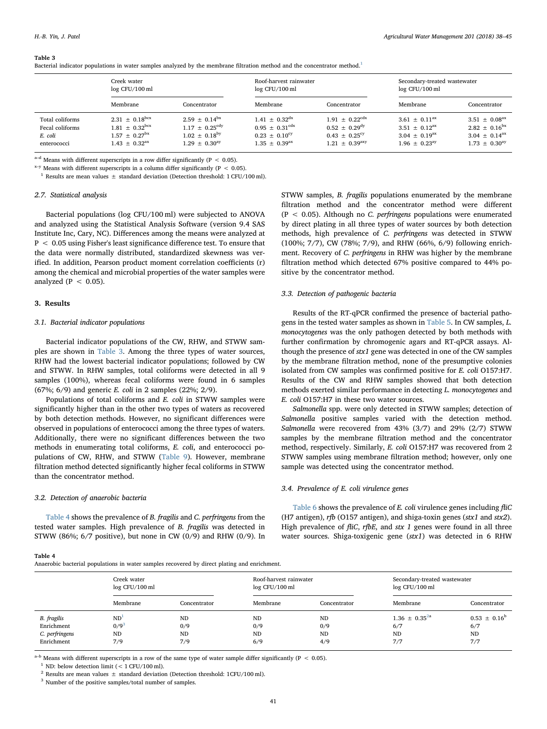**Table 3**
Bacterial indicator populations in water samples analyzed by the membrane filtration method and the concentrator method.[1]

| | Creek water log CFU/100 ml | | Roof-harvest rainwater log CFU/100 ml | | Secondary-treated wastewater log CFU/100 ml | |
|---|---|---|---|---|---|---|
| | Membrane | Concentrator | Membrane | Concentrator | Membrane | Concentrator |
| Total coliforms | 2.31 ± 0.18[bcx] | 2.59 ± 0.14[bx] | 1.41 ± 0.32[dx] | 1.91 ± 0.22[cdx] | 3.61 ± 0.11[ax] | 3.51 ± 0.08[ax] |
| Fecal coliforms | 1.81 ± 0.32[bcx] | 1.17 ± 0.25[cdy] | 0.95 ± 0.31[cdx] | 0.52 ± 0.29[dy] | 3.51 ± 0.12[ax] | 2.82 ± 0.16[bx] |
| *E. coli* | 1.57 ± 0.27[bx] | 1.02 ± 0.18[by] | 0.23 ± 0.10[cy] | 0.43 ± 0.25[cy] | 3.04 ± 0.19[ax] | 3.04 ± 0.14[ax] |
| enterococci | 1.43 ± 0.32[ax] | 1.29 ± 0.30[ay] | 1.35 ± 0.39[ax] | 1.21 ± 0.39[axy] | 1.96 ± 0.23[ay] | 1.73 ± 0.30[ay] |

[a–d] Means with different superscripts in a row differ significantly ($P < 0.05$).
[x–y] Means with different superscripts in a column differ significantly ($P < 0.05$).
[1] Results are mean values ± standard deviation (Detection threshold: 1 CFU/100 ml).

### 2.7. Statistical analysis

Bacterial populations (log CFU/100 ml) were subjected to ANOVA and analyzed using the Statistical Analysis Software (version 9.4 SAS Institute Inc, Cary, NC). Differences among the means were analyzed at $P < 0.05$ using Fisher's least significance difference test. To ensure that the data were normally distributed, standardized skewness was verified. In addition, Pearson product moment correlation coefficients (r) among the chemical and microbial properties of the water samples were analyzed ($P < 0.05$).

## 3. Results

### 3.1. Bacterial indicator populations

Bacterial indicator populations of the CW, RHW, and STWW samples are shown in Table 3. Among the three types of water sources, RHW had the lowest bacterial indicator populations; followed by CW and STWW. In RHW samples, total coliforms were detected in all 9 samples (100%), whereas fecal coliforms were found in 6 samples (67%; 6/9) and generic *E. coli* in 2 samples (22%; 2/9).

Populations of total coliforms and *E. coli* in STWW samples were significantly higher than in the other two types of waters as recovered by both detection methods. However, no significant differences were observed in populations of enterococci among the three types of waters. Additionally, there were no significant differences between the two methods in enumerating total coliforms, *E. coli*, and enterococci populations of CW, RHW, and STWW (Table 9). However, membrane filtration method detected significantly higher fecal coliforms in STWW than the concentrator method.

### 3.2. Detection of anaerobic bacteria

Table 4 shows the prevalence of *B. fragilis* and *C. perfringens* from the tested water samples. High prevalence of *B. fragilis* was detected in STWW (86%; 6/7 positive), but none in CW (0/9) and RHW (0/9). In STWW samples, *B. fragilis* populations enumerated by the membrane filtration method and the concentrator method were different ($P < 0.05$). Although no *C. perfringens* populations were enumerated by direct plating in all three types of water sources by both detection methods, high prevalence of *C. perfringens* was detected in STWW (100%; 7/7), CW (78%; 7/9), and RHW (66%, 6/9) following enrichment. Recovery of *C. perfringens* in RHW was higher by the membrane filtration method which detected 67% positive compared to 44% positive by the concentrator method.

### 3.3. Detection of pathogenic bacteria

Results of the RT-qPCR confirmed the presence of bacterial pathogens in the tested water samples as shown in Table 5. In CW samples, *L. monocytogenes* was the only pathogen detected by both methods with further confirmation by chromogenic agars and RT-qPCR assays. Although the presence of *stx1* gene was detected in one of the CW samples by the membrane filtration method, none of the presumptive colonies isolated from CW samples was confirmed positive for *E. coli* O157:H7. Results of the CW and RHW samples showed that both detection methods exerted similar performance in detecting *L. monocytogenes* and *E. coli* O157:H7 in these two water sources.

*Salmonella* spp. were only detected in STWW samples; detection of *Salmonella* positive samples varied with the detection method. *Salmonella* were recovered from 43% (3/7) and 29% (2/7) STWW samples by the membrane filtration method and the concentrator method, respectively. Similarly, *E. coli* O157:H7 was recovered from 2 STWW samples using membrane filtration method; however, only one sample was detected using the concentrator method.

### 3.4. Prevalence of E. coli virulence genes

Table 6 shows the prevalence of *E. coli* virulence genes including *fliC* (H7 antigen), *rfb* (O157 antigen), and shiga-toxin genes (*stx1* and *stx2*). High prevalence of *fliC*, *rfbE*, and *stx 1* genes were found in all three water sources. Shiga-toxigenic gene (*stx1*) was detected in 6 RHW

**Table 4**
Anaerobic bacterial populations in water samples recovered by direct plating and enrichment.

| | Creek water log CFU/100 ml | | Roof-harvest rainwater log CFU/100 ml | | Secondary-treated wastewater log CFU/100 ml | |
|---|---|---|---|---|---|---|
| | Membrane | Concentrator | Membrane | Concentrator | Membrane | Concentrator |
| *B. fragilis* | ND[1] | ND | ND | ND | 1.36 ± 0.35[2a] | 0.53 ± 0.16[b] |
| Enrichment | 0/9[3] | 0/9 | 0/9 | 0/9 | 6/7 | 6/7 |
| *C. perfringens* | ND | ND | ND | ND | ND | ND |
| Enrichment | 7/9 | 7/9 | 6/9 | 4/9 | 7/7 | 7/7 |

[a–b] Means with different superscripts in a row of the same type of water sample differ significantly ($P < 0.05$).
[1] ND: below detection limit (< 1 CFU/100 ml).
[2] Results are mean values ± standard deviation (Detection threshold: 1CFU/100 ml).
[3] Number of the positive samples/total number of samples.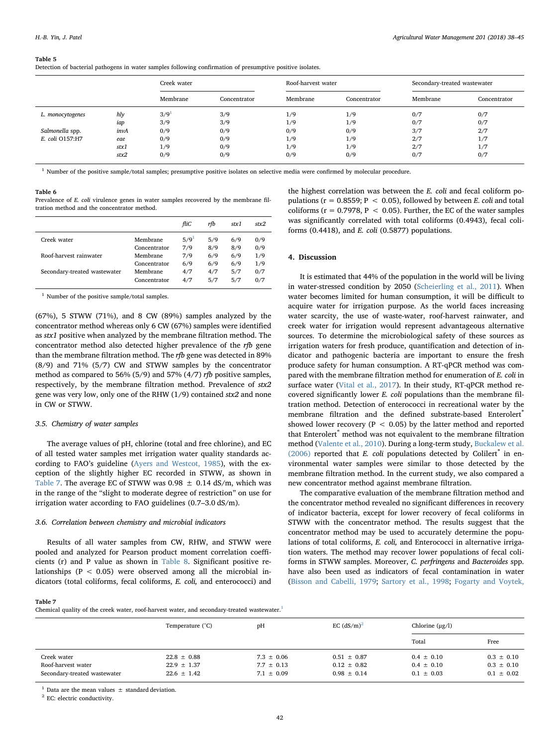**Table 5**
Detection of bacterial pathogens in water samples following confirmation of presumptive positive isolates.

| | | Creek water | | Roof-harvest water | | Secondary-treated wastewater | |
|---|---|---|---|---|---|---|---|
| | | Membrane | Concentrator | Membrane | Concentrator | Membrane | Concentrator |
| *L. monocytogenes* | *hly* | 3/9[1] | 3/9 | 1/9 | 1/9 | 0/7 | 0/7 |
| | *iap* | 3/9 | 3/9 | 1/9 | 1/9 | 0/7 | 0/7 |
| *Salmonella* spp. | *invA* | 0/9 | 0/9 | 0/9 | 0/9 | 3/7 | 2/7 |
| *E. coli* O157:H7 | *eae* | 0/9 | 0/9 | 1/9 | 1/9 | 2/7 | 1/7 |
| | *stx1* | 1/9 | 0/9 | 1/9 | 1/9 | 2/7 | 1/7 |
| | *stx2* | 0/9 | 0/9 | 0/9 | 0/9 | 0/7 | 0/7 |

[1] Number of the positive sample/total samples; presumptive positive isolates on selective media were confirmed by molecular procedure.

**Table 6**
Prevalence of *E. coli* virulence genes in water samples recovered by the membrane filtration method and the concentrator method.

| | | *fliC* | *rfb* | *stx1* | *stx2* |
|---|---|---|---|---|---|
| Creek water | Membrane | 5/9[1] | 5/9 | 6/9 | 0/9 |
| | Concentrator | 7/9 | 8/9 | 8/9 | 0/9 |
| Roof-harvest rainwater | Membrane | 7/9 | 6/9 | 6/9 | 1/9 |
| | Concentrator | 6/9 | 6/9 | 6/9 | 1/9 |
| Secondary-treated wastewater | Membrane | 4/7 | 4/7 | 5/7 | 0/7 |
| | Concentrator | 4/7 | 5/7 | 5/7 | 0/7 |

[1] Number of the positive sample/total samples.

(67%), 5 STWW (71%), and 8 CW (89%) samples analyzed by the concentrator method whereas only 6 CW (67%) samples were identified as *stx1* positive when analyzed by the membrane filtration method. The concentrator method also detected higher prevalence of the *rfb* gene than the membrane filtration method. The *rfb* gene was detected in 89% (8/9) and 71% (5/7) CW and STWW samples by the concentrator method as compared to 56% (5/9) and 57% (4/7) *rfb* positive samples, respectively, by the membrane filtration method. Prevalence of *stx2* gene was very low, only one of the RHW (1/9) contained *stx2* and none in CW or STWW.

### 3.5. Chemistry of water samples

The average values of pH, chlorine (total and free chlorine), and EC of all tested water samples met irrigation water quality standards according to FAO's guideline (Ayers and Westcot, 1985), with the exception of the slightly higher EC recorded in STWW, as shown in Table 7. The average EC of STWW was 0.98 ± 0.14 dS/m, which was in the range of the "slight to moderate degree of restriction" on use for irrigation water according to FAO guidelines (0.7–3.0 dS/m).

### 3.6. Correlation between chemistry and microbial indicators

Results of all water samples from CW, RHW, and STWW were pooled and analyzed for Pearson product moment correlation coefficients (r) and P value as shown in Table 8. Significant positive relationships ($P < 0.05$) were observed among all the microbial indicators (total coliforms, fecal coliforms, *E. coli,* and enterococci) and the highest correlation was between the *E. coli* and fecal coliform populations ($r = 0.8559$; $P < 0.05$), followed by between *E. coli* and total coliforms ($r = 0.7978$, $P < 0.05$). Further, the EC of the water samples was significantly correlated with total coliforms (0.4943), fecal coliforms (0.4418), and *E. coli* (0.5877) populations.

## 4. Discussion

It is estimated that 44% of the population in the world will be living in water-stressed condition by 2050 (Scheierling et al., 2011). When water becomes limited for human consumption, it will be difficult to acquire water for irrigation purpose. As the world faces increasing water scarcity, the use of waste-water, roof-harvest rainwater, and creek water for irrigation would represent advantageous alternative sources. To determine the microbiological safety of these sources as irrigation waters for fresh produce, quantification and detection of indicator and pathogenic bacteria are important to ensure the fresh produce safety for human consumption. A RT-qPCR method was compared with the membrane filtration method for enumeration of *E. coli* in surface water (Vital et al., 2017). In their study, RT-qPCR method recovered significantly lower *E. coli* populations than the membrane filtration method. Detection of enterococci in recreational water by the membrane filtration and the defined substrate-based Enterolert® showed lower recovery ($P < 0.05$) by the latter method and reported that Enterolert® method was not equivalent to the membrane filtration method (Valente et al., 2010). During a long-term study, Buckalew et al. (2006) reported that *E. coli* populations detected by Colilert® in environmental water samples were similar to those detected by the membrane filtration method. In the current study, we also compared a new concentrator method against membrane filtration.

The comparative evaluation of the membrane filtration method and the concentrator method revealed no significant differences in recovery of indicator bacteria, except for lower recovery of fecal coliforms in STWW with the concentrator method. The results suggest that the concentrator method may be used to accurately determine the populations of total coliforms, *E. coli,* and Enterococci in alternative irrigation waters. The method may recover lower populations of fecal coliforms in STWW samples. Moreover, *C. perfringens* and *Bacteroides* spp. have also been used as indicators of fecal contamination in water (Bisson and Cabelli, 1979; Sartory et al., 1998; Fogarty and Voytek,

**Table 7**
Chemical quality of the creek water, roof-harvest water, and secondary-treated wastewater.[1]

| | Temperature (°C) | pH | EC (dS/m)[2] | Chlorine (μg/l) | |
|---|---|---|---|---|---|
| | | | | Total | Free |
| Creek water | 22.8 ± 0.88 | 7.3 ± 0.06 | 0.51 ± 0.87 | 0.4 ± 0.10 | 0.3 ± 0.10 |
| Roof-harvest water | 22.9 ± 1.37 | 7.7 ± 0.13 | 0.12 ± 0.82 | 0.4 ± 0.10 | 0.3 ± 0.10 |
| Secondary-treated wastewater | 22.6 ± 1.42 | 7.1 ± 0.09 | 0.98 ± 0.14 | 0.1 ± 0.03 | 0.1 ± 0.02 |

[1] Data are the mean values ± standard deviation.
[2] EC: electric conductivity.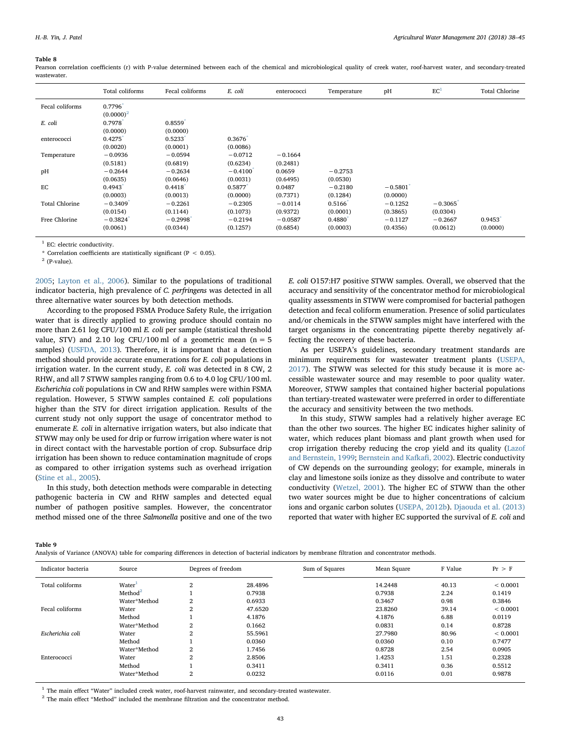**Table 8**
Pearson correlation coefficients (r) with P-value determined between each of the chemical and microbiological quality of creek water, roof-harvest water, and secondary-treated wastewater.

| | Total coliforms | Fecal coliforms | *E. coli* | enterococci | Temperature | pH | EC[1] | Total Chlorine |
|---|---|---|---|---|---|---|---|---|
| Fecal coliforms | 0.7796* (0.0000)[2] | | | | | | | |
| *E. coli* | 0.7978* (0.0000) | 0.8559* (0.0000) | | | | | | |
| enterococci | 0.4275* (0.0020) | 0.5233* (0.0001) | 0.3676* (0.0086) | | | | | |
| Temperature | −0.0936 (0.5181) | −0.0594 (0.6819) | −0.0712 (0.6234) | −0.1664 (0.2481) | | | | |
| pH | −0.2644 (0.0635) | −0.2634 (0.0646) | −0.4100* (0.0031) | 0.0659 (0.6495) | −0.2753 (0.0530) | | | |
| EC | 0.4943* (0.0003) | 0.4418* (0.0013) | 0.5877* (0.0000) | 0.0487 (0.7371) | −0.2180 (0.1284) | −0.5801* (0.0000) | | |
| Total Chlorine | −0.3409* (0.0154) | −0.2261 (0.1144) | −0.2305 (0.1073) | −0.0114 (0.9372) | 0.5166* (0.0001) | −0.1252 (0.3865) | −0.3065* (0.0304) | |
| Free Chlorine | −0.3824* (0.0061) | −0.2998* (0.0344) | −0.2194 (0.1257) | −0.0587 (0.6854) | 0.4880* (0.0003) | −0.1127 (0.4356) | −0.2667 (0.0612) | 0.9453* (0.0000) |

[1] EC: electric conductivity.
* Correlation coefficients are statistically significant ($P < 0.05$).
[2] (P-value).

2005; Layton et al., 2006). Similar to the populations of traditional indicator bacteria, high prevalence of *C. perfringens* was detected in all three alternative water sources by both detection methods.

According to the proposed FSMA Produce Safety Rule, the irrigation water that is directly applied to growing produce should contain no more than 2.61 log CFU/100 ml *E. coli* per sample (statistical threshold value, STV) and 2.10 log CFU/100 ml of a geometric mean ($n = 5$ samples) (USFDA, 2013). Therefore, it is important that a detection method should provide accurate enumerations for *E. coli* populations in irrigation water. In the current study, *E. coli* was detected in 8 CW, 2 RHW, and all 7 STWW samples ranging from 0.6 to 4.0 log CFU/100 ml. *Escherichia coli* populations in CW and RHW samples were within FSMA regulation. However, 5 STWW samples contained *E. coli* populations higher than the STV for direct irrigation application. Results of the current study not only support the usage of concentrator method to enumerate *E. coli* in alternative irrigation waters, but also indicate that STWW may only be used for drip or furrow irrigation where water is not in direct contact with the harvestable portion of crop. Subsurface drip irrigation has been shown to reduce contamination magnitude of crops as compared to other irrigation systems such as overhead irrigation (Stine et al., 2005).

In this study, both detection methods were comparable in detecting pathogenic bacteria in CW and RHW samples and detected equal number of pathogen positive samples. However, the concentrator method missed one of the three *Salmonella* positive and one of the two *E. coli* O157:H7 positive STWW samples. Overall, we observed that the accuracy and sensitivity of the concentrator method for microbiological quality assessments in STWW were compromised for bacterial pathogen detection and fecal coliform enumeration. Presence of solid particulates and/or chemicals in the STWW samples might have interfered with the target organisms in the concentrating pipette thereby negatively affecting the recovery of these bacteria.

As per USEPA's guidelines, secondary treatment standards are minimum requirements for wastewater treatment plants (USEPA, 2017). The STWW was selected for this study because it is more accessible wastewater source and may resemble to poor quality water. Moreover, STWW samples that contained higher bacterial populations than tertiary-treated wastewater were preferred in order to differentiate the accuracy and sensitivity between the two methods.

In this study, STWW samples had a relatively higher average EC than the other two sources. The higher EC indicates higher salinity of water, which reduces plant biomass and plant growth when used for crop irrigation thereby reducing the crop yield and its quality (Lazof and Bernstein, 1999; Bernstein and Kafkafi, 2002). Electric conductivity of CW depends on the surrounding geology; for example, minerals in clay and limestone soils ionize as they dissolve and contribute to water conductivity (Wetzel, 2001). The higher EC of STWW than the other two water sources might be due to higher concentrations of calcium ions and organic carbon solutes (USEPA, 2012b). Djaouda et al. (2013) reported that water with higher EC supported the survival of *E. coli* and

**Table 9**
Analysis of Variance (ANOVA) table for comparing differences in detection of bacterial indicators by membrane filtration and concentrator methods.

| Indicator bacteria | Source | Degrees of freedom | Sum of Squares | Mean Square | F Value | Pr > F |
|---|---|---|---|---|---|---|
| Total coliforms | Water[1] | 2 | 28.4896 | 14.2448 | 40.13 | < 0.0001 |
| | Method[2] | 1 | 0.7938 | 0.7938 | 2.24 | 0.1419 |
| | Water*Method | 2 | 0.6933 | 0.3467 | 0.98 | 0.3846 |
| Fecal coliforms | Water | 2 | 47.6520 | 23.8260 | 39.14 | < 0.0001 |
| | Method | 1 | 4.1876 | 4.1876 | 6.88 | 0.0119 |
| | Water*Method | 2 | 0.1662 | 0.0831 | 0.14 | 0.8728 |
| *Escherichia coli* | Water | 2 | 55.5961 | 27.7980 | 80.96 | < 0.0001 |
| | Method | 1 | 0.0360 | 0.0360 | 0.10 | 0.7477 |
| | Water*Method | 2 | 1.7456 | 0.8728 | 2.54 | 0.0905 |
| Enterococci | Water | 2 | 2.8506 | 1.4253 | 1.51 | 0.2328 |
| | Method | 1 | 0.3411 | 0.3411 | 0.36 | 0.5512 |
| | Water*Method | 2 | 0.0232 | 0.0116 | 0.01 | 0.9878 |

[1] The main effect "Water" included creek water, roof-harvest rainwater, and secondary-treated wastewater.
[2] The main effect "Method" included the membrane filtration and the concentrator method.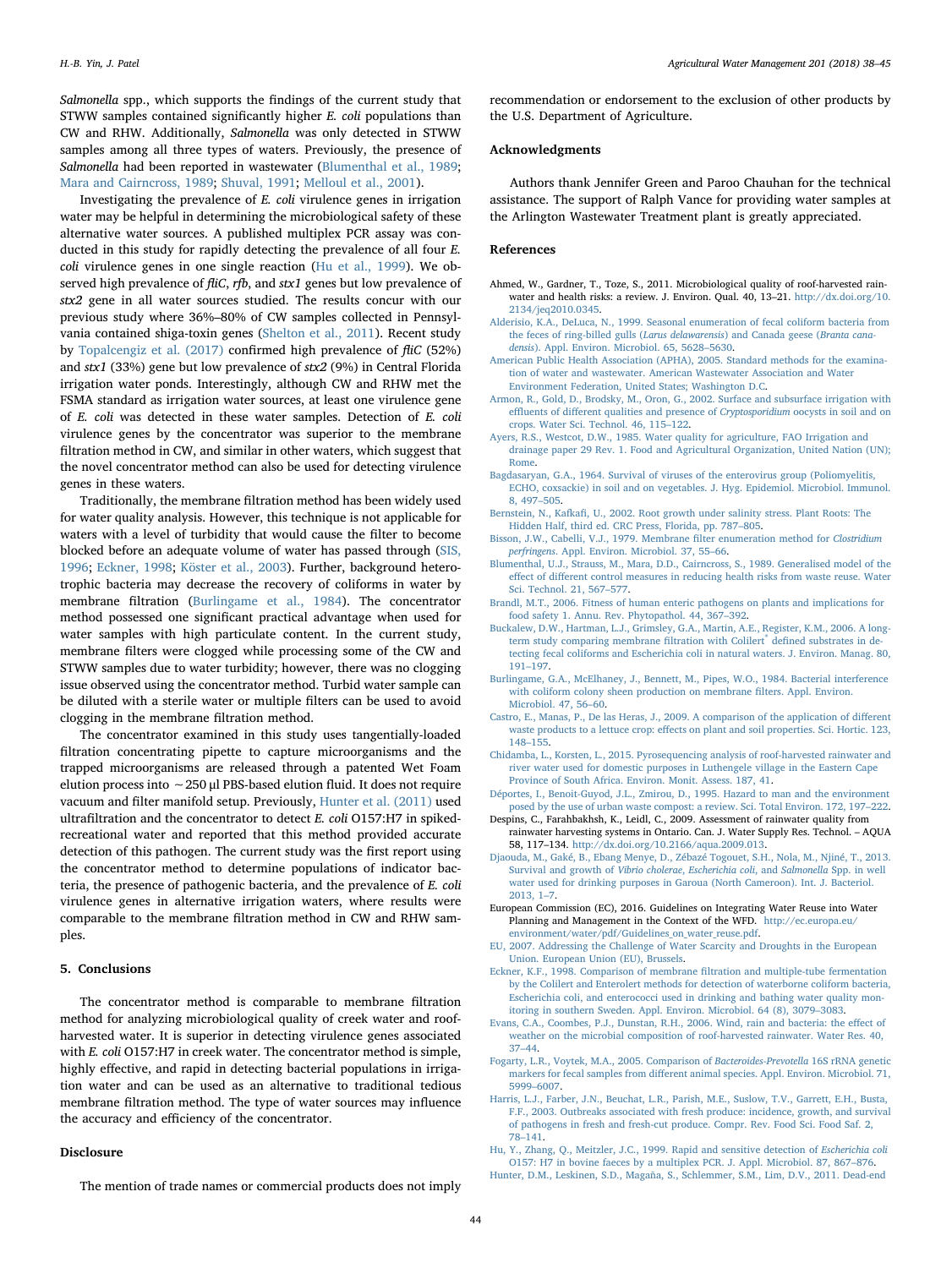*Salmonella* spp., which supports the findings of the current study that STWW samples contained significantly higher *E. coli* populations than CW and RHW. Additionally, *Salmonella* was only detected in STWW samples among all three types of waters. Previously, the presence of *Salmonella* had been reported in wastewater (Blumenthal et al., 1989; Mara and Cairncross, 1989; Shuval, 1991; Melloul et al., 2001).

Investigating the prevalence of *E. coli* virulence genes in irrigation water may be helpful in determining the microbiological safety of these alternative water sources. A published multiplex PCR assay was conducted in this study for rapidly detecting the prevalence of all four *E. coli* virulence genes in one single reaction (Hu et al., 1999). We observed high prevalence of *fliC*, *rfb*, and *stx1* genes but low prevalence of *stx2* gene in all water sources studied. The results concur with our previous study where 36%–80% of CW samples collected in Pennsylvania contained shiga-toxin genes (Shelton et al., 2011). Recent study by Topalcengiz et al. (2017) confirmed high prevalence of *fliC* (52%) and *stx1* (33%) gene but low prevalence of *stx2* (9%) in Central Florida irrigation water ponds. Interestingly, although CW and RHW met the FSMA standard as irrigation water sources, at least one virulence gene of *E. coli* was detected in these water samples. Detection of *E. coli* virulence genes by the concentrator was superior to the membrane filtration method in CW, and similar in other waters, which suggest that the novel concentrator method can also be used for detecting virulence genes in these waters.

Traditionally, the membrane filtration method has been widely used for water quality analysis. However, this technique is not applicable for waters with a level of turbidity that would cause the filter to become blocked before an adequate volume of water has passed through (SIS, 1996; Eckner, 1998; Köster et al., 2003). Further, background heterotrophic bacteria may decrease the recovery of coliforms in water by membrane filtration (Burlingame et al., 1984). The concentrator method possessed one significant practical advantage when used for water samples with high particulate content. In the current study, membrane filters were clogged while processing some of the CW and STWW samples due to water turbidity; however, there was no clogging issue observed using the concentrator method. Turbid water sample can be diluted with a sterile water or multiple filters can be used to avoid clogging in the membrane filtration method.

The concentrator examined in this study uses tangentially-loaded filtration concentrating pipette to capture microorganisms and the trapped microorganisms are released through a patented Wet Foam elution process into ~250 μl PBS-based elution fluid. It does not require vacuum and filter manifold setup. Previously, Hunter et al. (2011) used ultrafiltration and the concentrator to detect *E. coli* O157:H7 in spiked-recreational water and reported that this method provided accurate detection of this pathogen. The current study was the first report using the concentrator method to determine populations of indicator bacteria, the presence of pathogenic bacteria, and the prevalence of *E. coli* virulence genes in alternative irrigation waters, where results were comparable to the membrane filtration method in CW and RHW samples.

## 5. Conclusions

The concentrator method is comparable to membrane filtration method for analyzing microbiological quality of creek water and roof-harvested water. It is superior in detecting virulence genes associated with *E. coli* O157:H7 in creek water. The concentrator method is simple, highly effective, and rapid in detecting bacterial populations in irrigation water and can be used as an alternative to traditional tedious membrane filtration method. The type of water sources may influence the accuracy and efficiency of the concentrator.

## Disclosure

The mention of trade names or commercial products does not imply recommendation or endorsement to the exclusion of other products by the U.S. Department of Agriculture.

## Acknowledgments

Authors thank Jennifer Green and Paroo Chauhan for the technical assistance. The support of Ralph Vance for providing water samples at the Arlington Wastewater Treatment plant is greatly appreciated.

## References

Ahmed, W., Gardner, T., Toze, S., 2011. Microbiological quality of roof-harvested rainwater and health risks: a review. J. Environ. Qual. 40, 13–21. http://dx.doi.org/10.2134/jeq2010.0345.

Alderisio, K.A., DeLuca, N., 1999. Seasonal enumeration of fecal coliform bacteria from the feces of ring-billed gulls (*Larus delawarensis*) and Canada geese (*Branta canadensis*). Appl. Environ. Microbiol. 65, 5628–5630.

American Public Health Association (APHA), 2005. Standard methods for the examination of water and wastewater. American Wastewater Association and Water Environment Federation, United States; Washington D.C.

Armon, R., Gold, D., Brodsky, M., Oron, G., 2002. Surface and subsurface irrigation with effluents of different qualities and presence of *Cryptosporidium* oocysts in soil and on crops. Water Sci. Technol. 46, 115–122.

Ayers, R.S., Westcot, D.W., 1985. Water quality for agriculture, FAO Irrigation and drainage paper 29 Rev. 1. Food and Agricultural Organization, United Nation (UN); Rome.

Bagdasaryan, G.A., 1964. Survival of viruses of the enterovirus group (Poliomyelitis, ECHO, coxsackie) in soil and on vegetables. J. Hyg. Epidemiol. Microbiol. Immunol. 8, 497–505.

Bernstein, N., Kafkafi, U., 2002. Root growth under salinity stress. Plant Roots: The Hidden Half, third ed. CRC Press, Florida, pp. 787–805.

Bisson, J.W., Cabelli, V.J., 1979. Membrane filter enumeration method for *Clostridium perfringens*. Appl. Environ. Microbiol. 37, 55–66.

Blumenthal, U.J., Strauss, M., Mara, D.D., Cairncross, S., 1989. Generalised model of the effect of different control measures in reducing health risks from waste reuse. Water Sci. Technol. 21, 567–577.

Brandl, M.T., 2006. Fitness of human enteric pathogens on plants and implications for food safety 1. Annu. Rev. Phytopathol. 44, 367–392.

Buckalew, D.W., Hartman, L.J., Grimsley, G.A., Martin, A.E., Register, K.M., 2006. A long-term study comparing membrane filtration with Colilert® defined substrates in detecting fecal coliforms and Escherichia coli in natural waters. J. Environ. Manag. 80, 191–197.

Burlingame, G.A., McElhaney, J., Bennett, M., Pipes, W.O., 1984. Bacterial interference with coliform colony sheen production on membrane filters. Appl. Environ. Microbiol. 47, 56–60.

Castro, E., Manas, P., De las Heras, J., 2009. A comparison of the application of different waste products to a lettuce crop: effects on plant and soil properties. Sci. Hortic. 123, 148–155.

Chidamba, L., Korsten, L., 2015. Pyrosequencing analysis of roof-harvested rainwater and river water used for domestic purposes in Luthengele village in the Eastern Cape Province of South Africa. Environ. Monit. Assess. 187, 41.

Déportes, I., Benoit-Guyod, J.L., Zmirou, D., 1995. Hazard to man and the environment posed by the use of urban waste compost: a review. Sci. Total Environ. 172, 197–222.

Despins, C., Farahbakhsh, K., Leidl, C., 2009. Assessment of rainwater quality from rainwater harvesting systems in Ontario. Can. J. Water Supply Res. Technol. – AQUA 58, 117–134. http://dx.doi.org/10.2166/aqua.2009.013.

Djaouda, M., Gaké, B., Ebang Menye, D., Zébazé Togouet, S.H., Nola, M., Njiné, T., 2013. Survival and growth of *Vibrio cholerae*, *Escherichia coli*, and *Salmonella* Spp. in well water used for drinking purposes in Garoua (North Cameroon). Int. J. Bacteriol. 2013, 1–7.

European Commission (EC), 2016. Guidelines on Integrating Water Reuse into Water Planning and Management in the Context of the WFD. http://ec.europa.eu/environment/water/pdf/Guidelines_on_water_reuse.pdf.

EU, 2007. Addressing the Challenge of Water Scarcity and Droughts in the European Union. European Union (EU), Brussels.

Eckner, K.F., 1998. Comparison of membrane filtration and multiple-tube fermentation by the Colilert and Enterolert methods for detection of waterborne coliform bacteria, Escherichia coli, and enterococci used in drinking and bathing water quality monitoring in southern Sweden. Appl. Environ. Microbiol. 64 (8), 3079–3083.

Evans, C.A., Coombes, P.J., Dunstan, R.H., 2006. Wind, rain and bacteria: the effect of weather on the microbial composition of roof-harvested rainwater. Water Res. 40, 37–44.

Fogarty, L.R., Voytek, M.A., 2005. Comparison of *Bacteroides-Prevotella* 16S rRNA genetic markers for fecal samples from different animal species. Appl. Environ. Microbiol. 71, 5999–6007.

Harris, L.J., Farber, J.N., Beuchat, L.R., Parish, M.E., Suslow, T.V., Garrett, E.H., Busta, F.F., 2003. Outbreaks associated with fresh produce: incidence, growth, and survival of pathogens in fresh and fresh-cut produce. Compr. Rev. Food Sci. Food Saf. 2, 78–141.

Hu, Y., Zhang, Q., Meitzler, J.C., 1999. Rapid and sensitive detection of *Escherichia coli* O157: H7 in bovine faeces by a multiplex PCR. J. Appl. Microbiol. 87, 867–876.

Hunter, D.M., Leskinen, S.D., Magaña, S., Schlemmer, S.M., Lim, D.V., 2011. Dead-end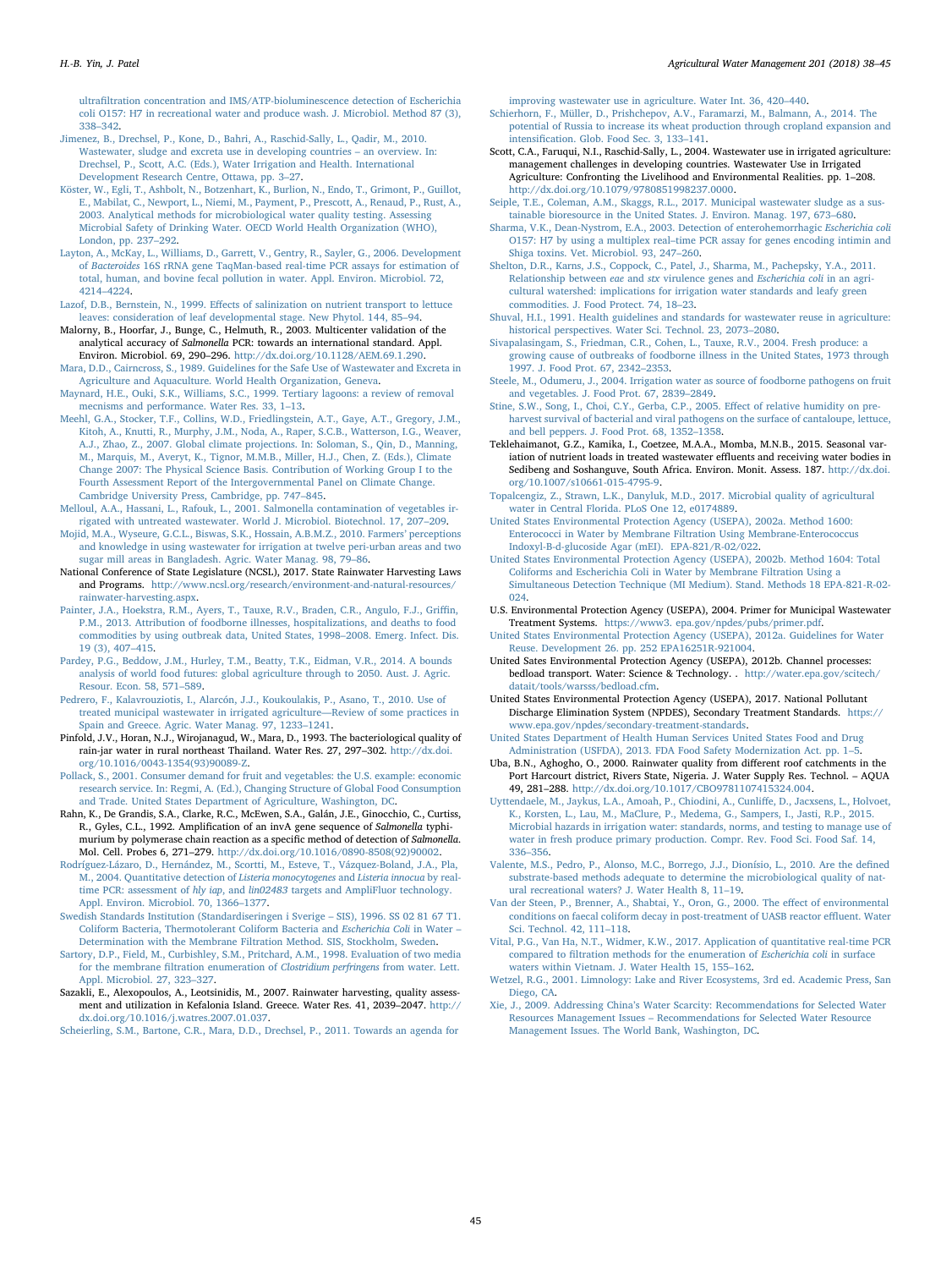ultrafiltration concentration and IMS/ATP-bioluminescence detection of Escherichia coli O157: H7 in recreational water and produce wash. J. Microbiol. Method 87 (3), 338–342.

Jimenez, B., Drechsel, P., Kone, D., Bahri, A., Raschid-Sally, L., Qadir, M., 2010. Wastewater, sludge and excreta use in developing countries – an overview. In: Drechsel, P., Scott, A.C. (Eds.), Water Irrigation and Health. International Development Research Centre, Ottawa, pp. 3–27.

Köster, W., Egli, T., Ashbolt, N., Botzenhart, K., Burlion, N., Endo, T., Grimont, P., Guillot, E., Mabilat, C., Newport, L., Niemi, M., Payment, P., Prescott, A., Renaud, P., Rust, A., 2003. Analytical methods for microbiological water quality testing. Assessing Microbial Safety of Drinking Water. OECD World Health Organization (WHO), London, pp. 237–292.

Layton, A., McKay, L., Williams, D., Garrett, V., Gentry, R., Sayler, G., 2006. Development of *Bacteroides* 16S rRNA gene TaqMan-based real-time PCR assays for estimation of total, human, and bovine fecal pollution in water. Appl. Environ. Microbiol. 72, 4214–4224.

Lazof, D.B., Bernstein, N., 1999. Effects of salinization on nutrient transport to lettuce leaves: consideration of leaf developmental stage. New Phytol. 144, 85–94.

Malorny, B., Hoorfar, J., Bunge, C., Helmuth, R., 2003. Multicenter validation of the analytical accuracy of *Salmonella* PCR: towards an international standard. Appl. Environ. Microbiol. 69, 290–296. http://dx.doi.org/10.1128/AEM.69.1.290.

Mara, D.D., Cairncross, S., 1989. Guidelines for the Safe Use of Wastewater and Excreta in Agriculture and Aquaculture. World Health Organization, Geneva.

Maynard, H.E., Ouki, S.K., Williams, S.C., 1999. Tertiary lagoons: a review of removal mecnisms and performance. Water Res. 33, 1–13.

Meehl, G.A., Stocker, T.F., Collins, W.D., Friedlingstein, A.T., Gaye, A.T., Gregory, J.M., Kitoh, A., Knutti, R., Murphy, J.M., Noda, A., Raper, S.C.B., Watterson, I.G., Weaver, A.J., Zhao, Z., 2007. Global climate projections. In: Soloman, S., Qin, D., Manning, M., Marquis, M., Averyt, K., Tignor, M.M.B., Miller, H.J., Chen, Z. (Eds.), Climate Change 2007: The Physical Science Basis. Contribution of Working Group I to the Fourth Assessment Report of the Intergovernmental Panel on Climate Change. Cambridge University Press, Cambridge, pp. 747–845.

Melloul, A.A., Hassani, L., Rafouk, L., 2001. Salmonella contamination of vegetables irrigated with untreated wastewater. World J. Microbiol. Biotechnol. 17, 207–209.

Mojid, M.A., Wyseure, G.C.L., Biswas, S.K., Hossain, A.B.M.Z., 2010. Farmers' perceptions and knowledge in using wastewater for irrigation at twelve peri-urban areas and two sugar mill areas in Bangladesh. Agric. Water Manag. 98, 79–86.

National Conference of State Legislature (NCSL), 2017. State Rainwater Harvesting Laws and Programs. http://www.ncsl.org/research/environment-and-natural-resources/rainwater-harvesting.aspx.

Painter, J.A., Hoekstra, R.M., Ayers, T., Tauxe, R.V., Braden, C.R., Angulo, F.J., Griffin, P.M., 2013. Attribution of foodborne illnesses, hospitalizations, and deaths to food commodities by using outbreak data, United States, 1998–2008. Emerg. Infect. Dis. 19 (3), 407–415.

Pardey, P.G., Beddow, J.M., Hurley, T.M., Beatty, T.K., Eidman, V.R., 2014. A bounds analysis of world food futures: global agriculture through to 2050. Aust. J. Agric. Resour. Econ. 58, 571–589.

Pedrero, F., Kalavrouziotis, I., Alarcón, J.J., Koukoulakis, P., Asano, T., 2010. Use of treated municipal wastewater in irrigated agriculture—Review of some practices in Spain and Greece. Agric. Water Manag. 97, 1233–1241.

Pinfold, J.V., Horan, N.J., Wirojanagud, W., Mara, D., 1993. The bacteriological quality of rain-jar water in rural northeast Thailand. Water Res. 27, 297–302. http://dx.doi.org/10.1016/0043-1354(93)90089-Z.

Pollack, S., 2001. Consumer demand for fruit and vegetables: the U.S. example: economic research service. In: Regmi, A. (Ed.), Changing Structure of Global Food Consumption and Trade. United States Department of Agriculture, Washington, DC.

Rahn, K., De Grandis, S.A., Clarke, R.C., McEwen, S.A., Galán, J.E., Ginocchio, C., Curtiss, R., Gyles, C.L., 1992. Amplification of an invA gene sequence of *Salmonella* typhimurium by polymerase chain reaction as a specific method of detection of *Salmonella*. Mol. Cell. Probes 6, 271–279. http://dx.doi.org/10.1016/0890-8508(92)90002.

Rodríguez-Lázaro, D., Hernández, M., Scortti, M., Esteve, T., Vázquez-Boland, J.A., Pla, M., 2004. Quantitative detection of *Listeria monocytogenes* and *Listeria innocua* by real-time PCR: assessment of *hly iap*, and *lin02483* targets and AmpliFluor technology. Appl. Environ. Microbiol. 70, 1366–1377.

Swedish Standards Institution (Standardiseringen i Sverige – SIS), 1996. SS 02 81 67 T1. Coliform Bacteria, Thermotolerant Coliform Bacteria and *Escherichia Coli* in Water – Determination with the Membrane Filtration Method. SIS, Stockholm, Sweden.

Sartory, D.P., Field, M., Curbishley, S.M., Pritchard, A.M., 1998. Evaluation of two media for the membrane filtration enumeration of *Clostridium perfringens* from water. Lett. Appl. Microbiol. 27, 323–327.

Sazakli, E., Alexopoulos, A., Leotsinidis, M., 2007. Rainwater harvesting, quality assessment and utilization in Kefalonia Island. Greece. Water Res. 41, 2039–2047. http://dx.doi.org/10.1016/j.watres.2007.01.037.

Scheierling, S.M., Bartone, C.R., Mara, D.D., Drechsel, P., 2011. Towards an agenda for improving wastewater use in agriculture. Water Int. 36, 420–440.

Schierhorn, F., Müller, D., Prishchepov, A.V., Faramarzi, M., Balmann, A., 2014. The potential of Russia to increase its wheat production through cropland expansion and intensification. Glob. Food Sec. 3, 133–141.

Scott, C.A., Faruqui, N.I., Raschid-Sally, L., 2004. Wastewater use in irrigated agriculture: management challenges in developing countries. Wastewater Use in Irrigated Agriculture: Confronting the Livelihood and Environmental Realities. pp. 1–208. http://dx.doi.org/10.1079/9780851998237.0000.

Seiple, T.E., Coleman, A.M., Skaggs, R.L., 2017. Municipal wastewater sludge as a sustainable bioresource in the United States. J. Environ. Manag. 197, 673–680.

Sharma, V.K., Dean-Nystrom, E.A., 2003. Detection of enterohemorrhagic *Escherichia coli* O157: H7 by using a multiplex real–time PCR assay for genes encoding intimin and Shiga toxins. Vet. Microbiol. 93, 247–260.

Shelton, D.R., Karns, J.S., Coppock, C., Patel, J., Sharma, M., Pachepsky, Y.A., 2011. Relationship between *eae* and *stx* virulence genes and *Escherichia coli* in an agricultural watershed: implications for irrigation water standards and leafy green commodities. J. Food Protect. 74, 18–23.

Shuval, H.I., 1991. Health guidelines and standards for wastewater reuse in agriculture: historical perspectives. Water Sci. Technol. 23, 2073–2080.

Sivapalasingam, S., Friedman, C.R., Cohen, L., Tauxe, R.V., 2004. Fresh produce: a growing cause of outbreaks of foodborne illness in the United States, 1973 through 1997. J. Food Prot. 67, 2342–2353.

Steele, M., Odumeru, J., 2004. Irrigation water as source of foodborne pathogens on fruit and vegetables. J. Food Prot. 67, 2839–2849.

Stine, S.W., Song, I., Choi, C.Y., Gerba, C.P., 2005. Effect of relative humidity on preharvest survival of bacterial and viral pathogens on the surface of cantaloupe, lettuce, and bell peppers. J. Food Prot. 68, 1352–1358.

Teklehaimanot, G.Z., Kamika, I., Coetzee, M.A.A., Momba, M.N.B., 2015. Seasonal variation of nutrient loads in treated wastewater effluents and receiving water bodies in Sedibeng and Soshanguve, South Africa. Environ. Monit. Assess. 187. http://dx.doi.org/10.1007/s10661-015-4795-9.

Topalcengiz, Z., Strawn, L.K., Danyluk, M.D., 2017. Microbial quality of agricultural water in Central Florida. PLoS One 12, e0174889.

United States Environmental Protection Agency (USEPA), 2002a. Method 1600: Enterococci in Water by Membrane Filtration Using Membrane-Enterococcus Indoxyl-B-d-glucoside Agar (mEI). EPA-821/R-02/022.

United States Environmental Protection Agency (USEPA), 2002b. Method 1604: Total Coliforms and Escherichia Coli in Water by Membrane Filtration Using a Simultaneous Detection Technique (MI Medium). Stand. Methods 18 EPA-821-R-02-024.

U.S. Environmental Protection Agency (USEPA), 2004. Primer for Municipal Wastewater Treatment Systems. https://www3. epa.gov/npdes/pubs/primer.pdf.

United States Environmental Protection Agency (USEPA), 2012a. Guidelines for Water Reuse. Development 26. pp. 252 EPA16251R-921004.

United Sates Environmental Protection Agency (USEPA), 2012b. Channel processes: bedload transport. Water: Science & Technology. . http://water.epa.gov/scitech/datait/tools/warsss/bedload.cfm.

United States Environmental Protection Agency (USEPA), 2017. National Pollutant Discharge Elimination System (NPDES), Secondary Treatment Standards. https://www.epa.gov/npdes/secondary-treatment-standards.

United States Department of Health Human Services United States Food and Drug Administration (USFDA), 2013. FDA Food Safety Modernization Act. pp. 1–5.

Uba, B.N., Aghogho, O., 2000. Rainwater quality from different roof catchments in the Port Harcourt district, Rivers State, Nigeria. J. Water Supply Res. Technol. – AQUA 49, 281–288. http://dx.doi.org/10.1017/CBO9781107415324.004.

Uyttendaele, M., Jaykus, L.A., Amoah, P., Chiodini, A., Cunliffe, D., Jacxsens, L., Holvoet, K., Korsten, L., Lau, M., MaClure, P., Medema, G., Sampers, I., Jasti, R.P., 2015. Microbial hazards in irrigation water: standards, norms, and testing to manage use of water in fresh produce primary production. Compr. Rev. Food Sci. Food Saf. 14, 336–356.

Valente, M.S., Pedro, P., Alonso, M.C., Borrego, J.J., Dionísio, L., 2010. Are the defined substrate-based methods adequate to determine the microbiological quality of natural recreational waters? J. Water Health 8, 11–19.

Van der Steen, P., Brenner, A., Shabtai, Y., Oron, G., 2000. The effect of environmental conditions on faecal coliform decay in post-treatment of UASB reactor effluent. Water Sci. Technol. 42, 111–118.

Vital, P.G., Van Ha, N.T., Widmer, K.W., 2017. Application of quantitative real-time PCR compared to filtration methods for the enumeration of *Escherichia coli* in surface waters within Vietnam. J. Water Health 15, 155–162.

Wetzel, R.G., 2001. Limnology: Lake and River Ecosystems, 3rd ed. Academic Press, San Diego, CA.

Xie, J., 2009. Addressing China's Water Scarcity: Recommendations for Selected Water Resources Management Issues – Recommendations for Selected Water Resource Management Issues. The World Bank, Washington, DC.